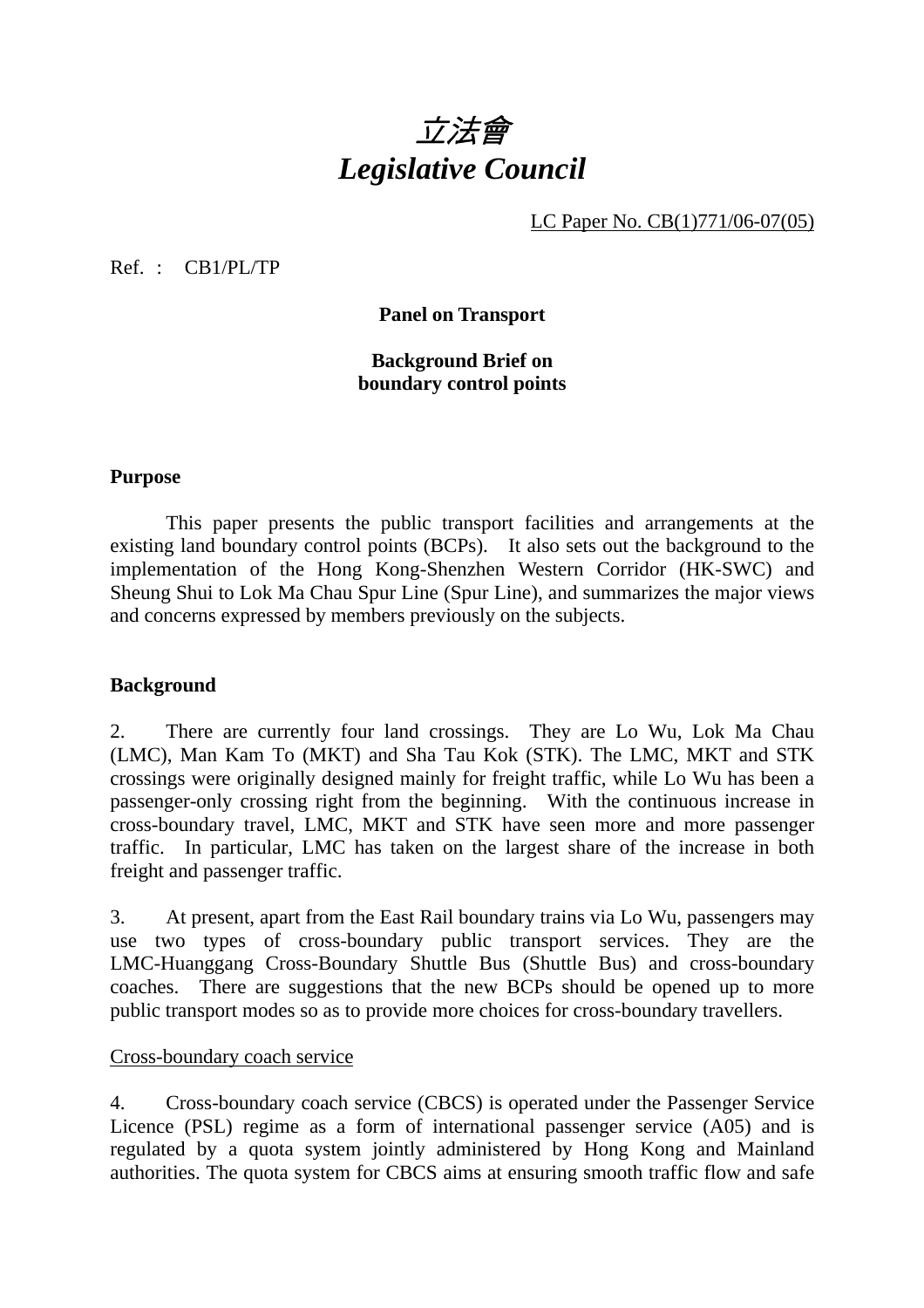# *立法會*
# *Legislative Council*

LC Paper No. CB(1)771/06-07(05)

Ref. : CB1/PL/TP

**Panel on Transport**

**Background Brief on boundary control points**

**Purpose**

This paper presents the public transport facilities and arrangements at the existing land boundary control points (BCPs). It also sets out the background to the implementation of the Hong Kong-Shenzhen Western Corridor (HK-SWC) and Sheung Shui to Lok Ma Chau Spur Line (Spur Line), and summarizes the major views and concerns expressed by members previously on the subjects.

**Background**

2. There are currently four land crossings. They are Lo Wu, Lok Ma Chau (LMC), Man Kam To (MKT) and Sha Tau Kok (STK). The LMC, MKT and STK crossings were originally designed mainly for freight traffic, while Lo Wu has been a passenger-only crossing right from the beginning. With the continuous increase in cross-boundary travel, LMC, MKT and STK have seen more and more passenger traffic. In particular, LMC has taken on the largest share of the increase in both freight and passenger traffic.

3. At present, apart from the East Rail boundary trains via Lo Wu, passengers may use two types of cross-boundary public transport services. They are the LMC-Huanggang Cross-Boundary Shuttle Bus (Shuttle Bus) and cross-boundary coaches. There are suggestions that the new BCPs should be opened up to more public transport modes so as to provide more choices for cross-boundary travellers.

Cross-boundary coach service

4. Cross-boundary coach service (CBCS) is operated under the Passenger Service Licence (PSL) regime as a form of international passenger service (A05) and is regulated by a quota system jointly administered by Hong Kong and Mainland authorities. The quota system for CBCS aims at ensuring smooth traffic flow and safe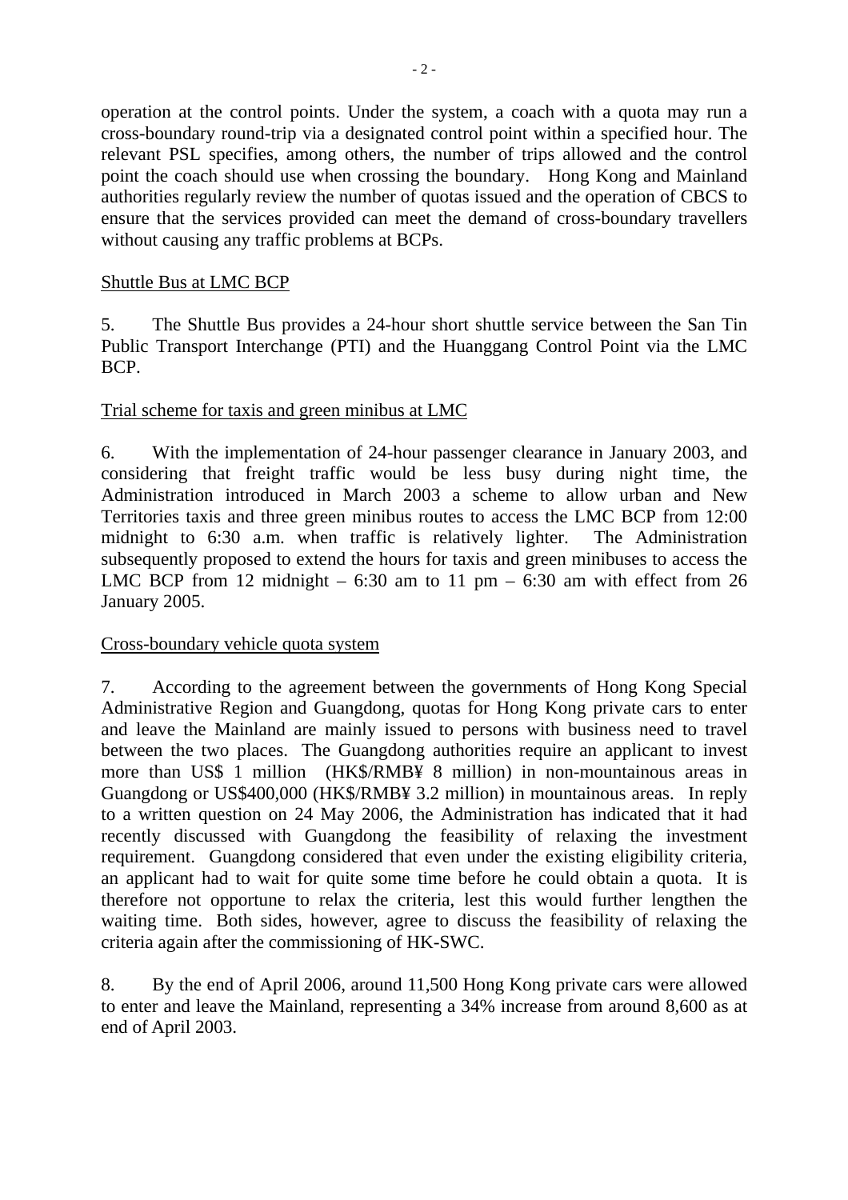operation at the control points. Under the system, a coach with a quota may run a cross-boundary round-trip via a designated control point within a specified hour. The relevant PSL specifies, among others, the number of trips allowed and the control point the coach should use when crossing the boundary. Hong Kong and Mainland authorities regularly review the number of quotas issued and the operation of CBCS to ensure that the services provided can meet the demand of cross-boundary travellers without causing any traffic problems at BCPs.

Shuttle Bus at LMC BCP

5. The Shuttle Bus provides a 24-hour short shuttle service between the San Tin Public Transport Interchange (PTI) and the Huanggang Control Point via the LMC BCP.

Trial scheme for taxis and green minibus at LMC

6. With the implementation of 24-hour passenger clearance in January 2003, and considering that freight traffic would be less busy during night time, the Administration introduced in March 2003 a scheme to allow urban and New Territories taxis and three green minibus routes to access the LMC BCP from 12:00 midnight to 6:30 a.m. when traffic is relatively lighter. The Administration subsequently proposed to extend the hours for taxis and green minibuses to access the LMC BCP from 12 midnight – 6:30 am to 11 pm – 6:30 am with effect from 26 January 2005.

Cross-boundary vehicle quota system

7. According to the agreement between the governments of Hong Kong Special Administrative Region and Guangdong, quotas for Hong Kong private cars to enter and leave the Mainland are mainly issued to persons with business need to travel between the two places. The Guangdong authorities require an applicant to invest more than US$ 1 million (HK$/RMB¥ 8 million) in non-mountainous areas in Guangdong or US$400,000 (HK$/RMB¥ 3.2 million) in mountainous areas. In reply to a written question on 24 May 2006, the Administration has indicated that it had recently discussed with Guangdong the feasibility of relaxing the investment requirement. Guangdong considered that even under the existing eligibility criteria, an applicant had to wait for quite some time before he could obtain a quota. It is therefore not opportune to relax the criteria, lest this would further lengthen the waiting time. Both sides, however, agree to discuss the feasibility of relaxing the criteria again after the commissioning of HK-SWC.

8. By the end of April 2006, around 11,500 Hong Kong private cars were allowed to enter and leave the Mainland, representing a 34% increase from around 8,600 as at end of April 2003.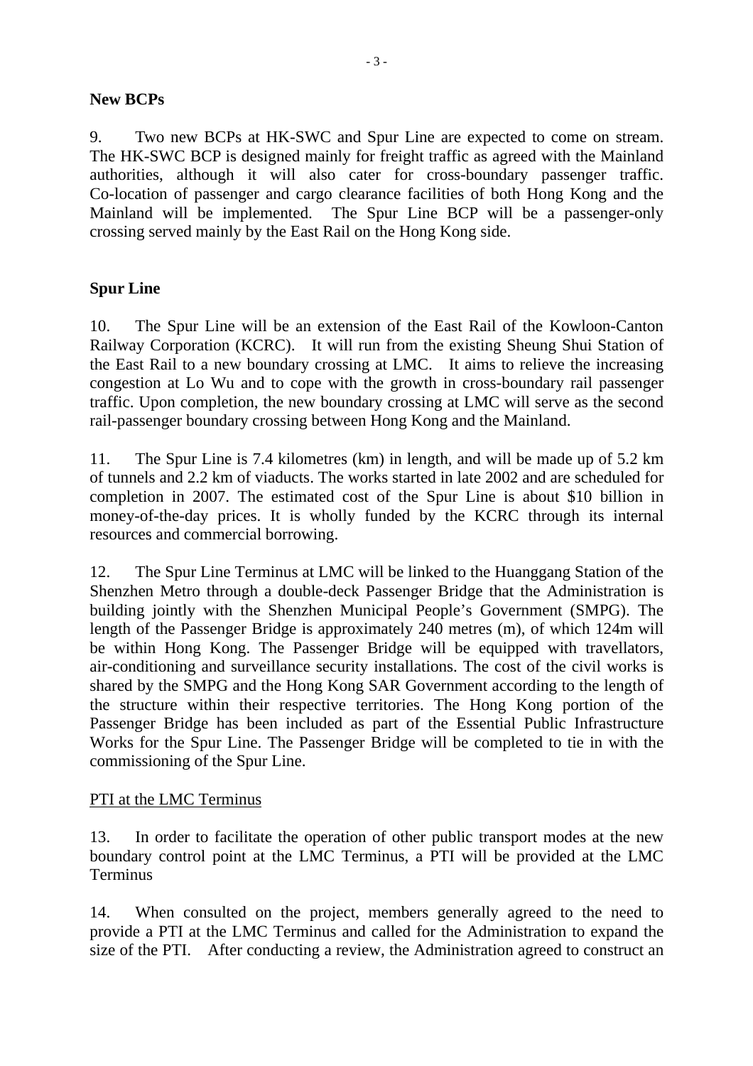**New BCPs**

9. Two new BCPs at HK-SWC and Spur Line are expected to come on stream. The HK-SWC BCP is designed mainly for freight traffic as agreed with the Mainland authorities, although it will also cater for cross-boundary passenger traffic. Co-location of passenger and cargo clearance facilities of both Hong Kong and the Mainland will be implemented. The Spur Line BCP will be a passenger-only crossing served mainly by the East Rail on the Hong Kong side.

**Spur Line**

10. The Spur Line will be an extension of the East Rail of the Kowloon-Canton Railway Corporation (KCRC). It will run from the existing Sheung Shui Station of the East Rail to a new boundary crossing at LMC. It aims to relieve the increasing congestion at Lo Wu and to cope with the growth in cross-boundary rail passenger traffic. Upon completion, the new boundary crossing at LMC will serve as the second rail-passenger boundary crossing between Hong Kong and the Mainland.

11. The Spur Line is 7.4 kilometres (km) in length, and will be made up of 5.2 km of tunnels and 2.2 km of viaducts. The works started in late 2002 and are scheduled for completion in 2007. The estimated cost of the Spur Line is about $10 billion in money-of-the-day prices. It is wholly funded by the KCRC through its internal resources and commercial borrowing.

12. The Spur Line Terminus at LMC will be linked to the Huanggang Station of the Shenzhen Metro through a double-deck Passenger Bridge that the Administration is building jointly with the Shenzhen Municipal People's Government (SMPG). The length of the Passenger Bridge is approximately 240 metres (m), of which 124m will be within Hong Kong. The Passenger Bridge will be equipped with travellators, air-conditioning and surveillance security installations. The cost of the civil works is shared by the SMPG and the Hong Kong SAR Government according to the length of the structure within their respective territories. The Hong Kong portion of the Passenger Bridge has been included as part of the Essential Public Infrastructure Works for the Spur Line. The Passenger Bridge will be completed to tie in with the commissioning of the Spur Line.

<u>PTI at the LMC Terminus</u>

13. In order to facilitate the operation of other public transport modes at the new boundary control point at the LMC Terminus, a PTI will be provided at the LMC Terminus

14. When consulted on the project, members generally agreed to the need to provide a PTI at the LMC Terminus and called for the Administration to expand the size of the PTI. After conducting a review, the Administration agreed to construct an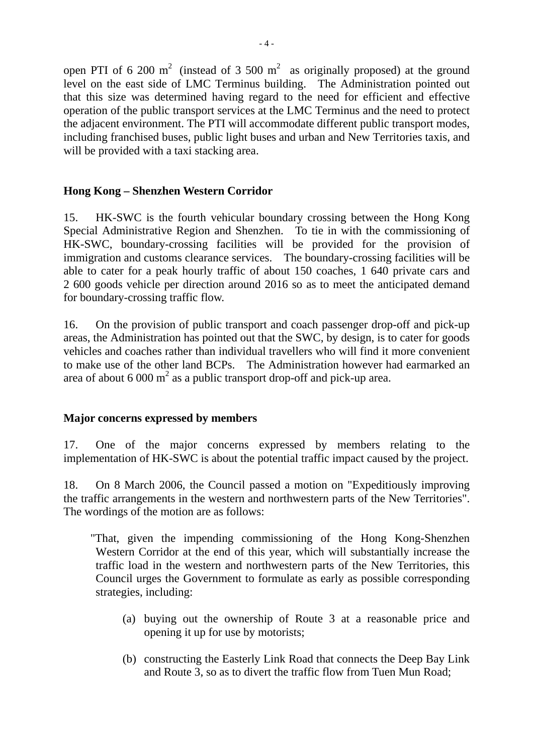open PTI of 6 200 $m^2$ (instead of 3 500 $m^2$ as originally proposed) at the ground level on the east side of LMC Terminus building. The Administration pointed out that this size was determined having regard to the need for efficient and effective operation of the public transport services at the LMC Terminus and the need to protect the adjacent environment. The PTI will accommodate different public transport modes, including franchised buses, public light buses and urban and New Territories taxis, and will be provided with a taxi stacking area.

**Hong Kong – Shenzhen Western Corridor**

15. HK-SWC is the fourth vehicular boundary crossing between the Hong Kong Special Administrative Region and Shenzhen. To tie in with the commissioning of HK-SWC, boundary-crossing facilities will be provided for the provision of immigration and customs clearance services. The boundary-crossing facilities will be able to cater for a peak hourly traffic of about 150 coaches, 1 640 private cars and 2 600 goods vehicle per direction around 2016 so as to meet the anticipated demand for boundary-crossing traffic flow.

16. On the provision of public transport and coach passenger drop-off and pick-up areas, the Administration has pointed out that the SWC, by design, is to cater for goods vehicles and coaches rather than individual travellers who will find it more convenient to make use of the other land BCPs. The Administration however had earmarked an area of about 6 000 $m^2$ as a public transport drop-off and pick-up area.

**Major concerns expressed by members**

17. One of the major concerns expressed by members relating to the implementation of HK-SWC is about the potential traffic impact caused by the project.

18. On 8 March 2006, the Council passed a motion on "Expeditiously improving the traffic arrangements in the western and northwestern parts of the New Territories". The wordings of the motion are as follows:

> "That, given the impending commissioning of the Hong Kong-Shenzhen Western Corridor at the end of this year, which will substantially increase the traffic load in the western and northwestern parts of the New Territories, this Council urges the Government to formulate as early as possible corresponding strategies, including:
>
> (a) buying out the ownership of Route 3 at a reasonable price and opening it up for use by motorists;
>
> (b) constructing the Easterly Link Road that connects the Deep Bay Link and Route 3, so as to divert the traffic flow from Tuen Mun Road;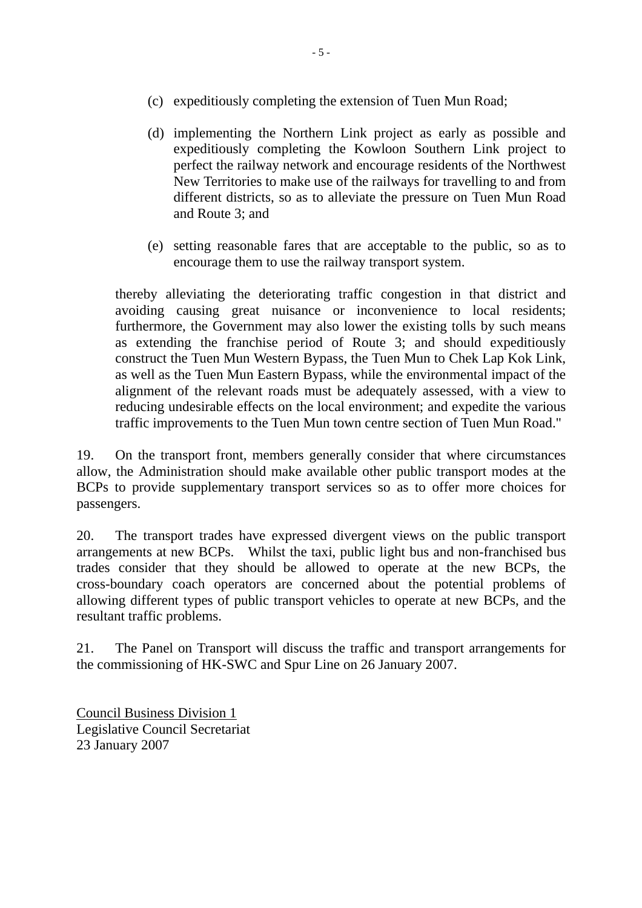(c) expeditiously completing the extension of Tuen Mun Road;

(d) implementing the Northern Link project as early as possible and expeditiously completing the Kowloon Southern Link project to perfect the railway network and encourage residents of the Northwest New Territories to make use of the railways for travelling to and from different districts, so as to alleviate the pressure on Tuen Mun Road and Route 3; and

(e) setting reasonable fares that are acceptable to the public, so as to encourage them to use the railway transport system.

thereby alleviating the deteriorating traffic congestion in that district and avoiding causing great nuisance or inconvenience to local residents; furthermore, the Government may also lower the existing tolls by such means as extending the franchise period of Route 3; and should expeditiously construct the Tuen Mun Western Bypass, the Tuen Mun to Chek Lap Kok Link, as well as the Tuen Mun Eastern Bypass, while the environmental impact of the alignment of the relevant roads must be adequately assessed, with a view to reducing undesirable effects on the local environment; and expedite the various traffic improvements to the Tuen Mun town centre section of Tuen Mun Road."

19. On the transport front, members generally consider that where circumstances allow, the Administration should make available other public transport modes at the BCPs to provide supplementary transport services so as to offer more choices for passengers.

20. The transport trades have expressed divergent views on the public transport arrangements at new BCPs. Whilst the taxi, public light bus and non-franchised bus trades consider that they should be allowed to operate at the new BCPs, the cross-boundary coach operators are concerned about the potential problems of allowing different types of public transport vehicles to operate at new BCPs, and the resultant traffic problems.

21. The Panel on Transport will discuss the traffic and transport arrangements for the commissioning of HK-SWC and Spur Line on 26 January 2007.

Council Business Division 1
Legislative Council Secretariat
23 January 2007